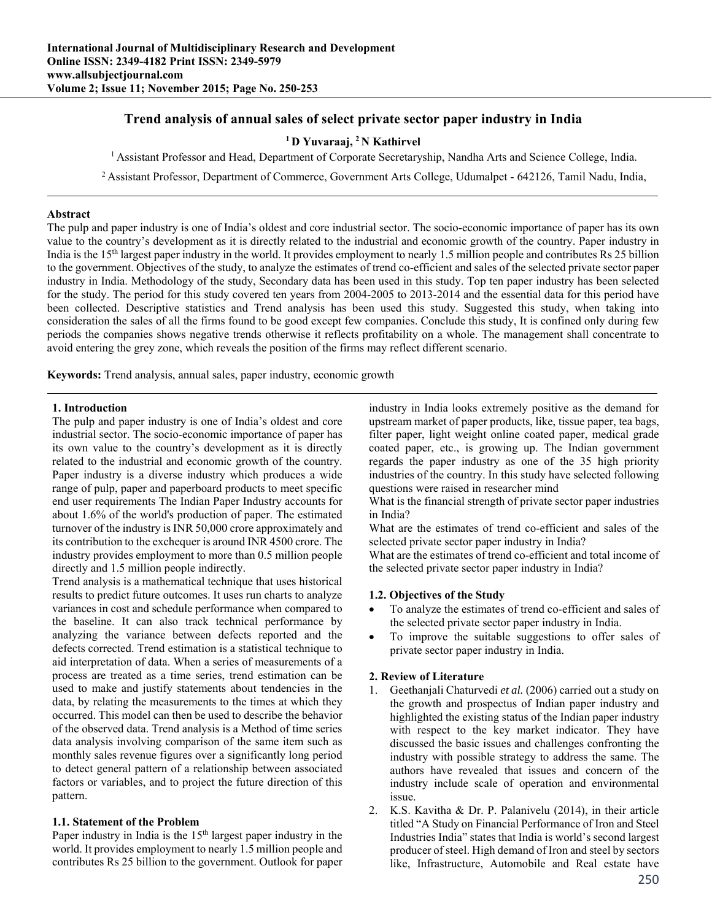# Trend analysis of annual sales of select private sector paper industry in India

**[1] D Yuvaraaj, [2] N Kathirvel**

[1] Assistant Professor and Head, Department of Corporate Secretaryship, Nandha Arts and Science College, India.

[2] Assistant Professor, Department of Commerce, Government Arts College, Udumalpet - 642126, Tamil Nadu, India,

---

**Abstract**

The pulp and paper industry is one of India's oldest and core industrial sector. The socio-economic importance of paper has its own value to the country's development as it is directly related to the industrial and economic growth of the country. Paper industry in India is the 15th largest paper industry in the world. It provides employment to nearly 1.5 million people and contributes Rs 25 billion to the government. Objectives of the study, to analyze the estimates of trend co-efficient and sales of the selected private sector paper industry in India. Methodology of the study, Secondary data has been used in this study. Top ten paper industry has been selected for the study. The period for this study covered ten years from 2004-2005 to 2013-2014 and the essential data for this period have been collected. Descriptive statistics and Trend analysis has been used this study. Suggested this study, when taking into consideration the sales of all the firms found to be good except few companies. Conclude this study, It is confined only during few periods the companies shows negative trends otherwise it reflects profitability on a whole. The management shall concentrate to avoid entering the grey zone, which reveals the position of the firms may reflect different scenario.

**Keywords:** Trend analysis, annual sales, paper industry, economic growth

---

## 1. Introduction

The pulp and paper industry is one of India's oldest and core industrial sector. The socio-economic importance of paper has its own value to the country's development as it is directly related to the industrial and economic growth of the country. Paper industry is a diverse industry which produces a wide range of pulp, paper and paperboard products to meet specific end user requirements The Indian Paper Industry accounts for about 1.6% of the world's production of paper. The estimated turnover of the industry is INR 50,000 crore approximately and its contribution to the exchequer is around INR 4500 crore. The industry provides employment to more than 0.5 million people directly and 1.5 million people indirectly.

Trend analysis is a mathematical technique that uses historical results to predict future outcomes. It uses run charts to analyze variances in cost and schedule performance when compared to the baseline. It can also track technical performance by analyzing the variance between defects reported and the defects corrected. Trend estimation is a statistical technique to aid interpretation of data. When a series of measurements of a process are treated as a time series, trend estimation can be used to make and justify statements about tendencies in the data, by relating the measurements to the times at which they occurred. This model can then be used to describe the behavior of the observed data. Trend analysis is a Method of time series data analysis involving comparison of the same item such as monthly sales revenue figures over a significantly long period to detect general pattern of a relationship between associated factors or variables, and to project the future direction of this pattern.

### 1.1. Statement of the Problem

Paper industry in India is the 15th largest paper industry in the world. It provides employment to nearly 1.5 million people and contributes Rs 25 billion to the government. Outlook for paper industry in India looks extremely positive as the demand for upstream market of paper products, like, tissue paper, tea bags, filter paper, light weight online coated paper, medical grade coated paper, etc., is growing up. The Indian government regards the paper industry as one of the 35 high priority industries of the country. In this study have selected following questions were raised in researcher mind

What is the financial strength of private sector paper industries in India?

What are the estimates of trend co-efficient and sales of the selected private sector paper industry in India?

What are the estimates of trend co-efficient and total income of the selected private sector paper industry in India?

### 1.2. Objectives of the Study

- To analyze the estimates of trend co-efficient and sales of the selected private sector paper industry in India.
- To improve the suitable suggestions to offer sales of private sector paper industry in India.

## 2. Review of Literature

1. Geethanjali Chaturvedi *et al.* (2006) carried out a study on the growth and prospectus of Indian paper industry and highlighted the existing status of the Indian paper industry with respect to the key market indicator. They have discussed the basic issues and challenges confronting the industry with possible strategy to address the same. The authors have revealed that issues and concern of the industry include scale of operation and environmental issue.
2. K.S. Kavitha & Dr. P. Palanivelu (2014), in their article titled "A Study on Financial Performance of Iron and Steel Industries India" states that India is world's second largest producer of steel. High demand of Iron and steel by sectors like, Infrastructure, Automobile and Real estate have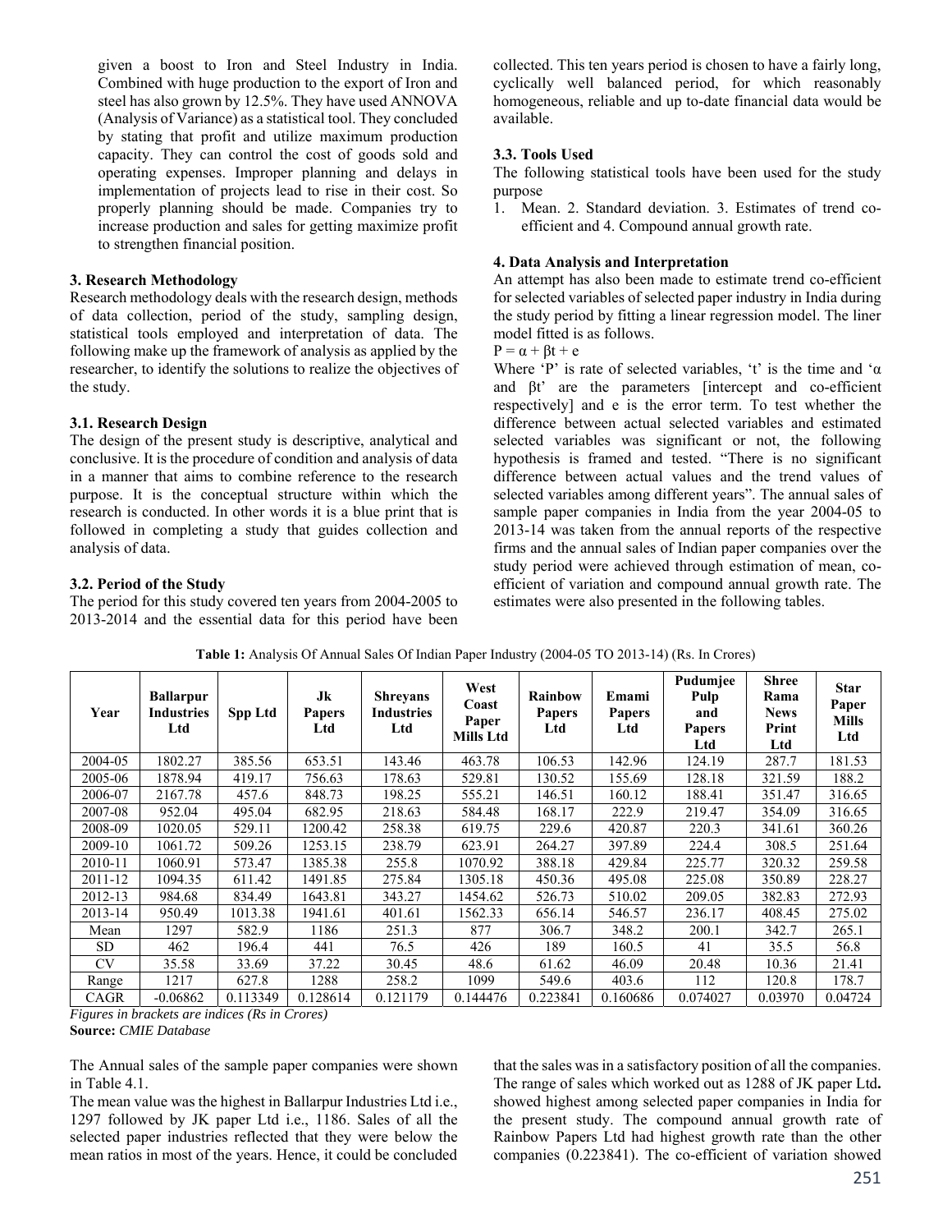given a boost to Iron and Steel Industry in India. Combined with huge production to the export of Iron and steel has also grown by 12.5%. They have used ANNOVA (Analysis of Variance) as a statistical tool. They concluded by stating that profit and utilize maximum production capacity. They can control the cost of goods sold and operating expenses. Improper planning and delays in implementation of projects lead to rise in their cost. So properly planning should be made. Companies try to increase production and sales for getting maximize profit to strengthen financial position.

### 3. Research Methodology

Research methodology deals with the research design, methods of data collection, period of the study, sampling design, statistical tools employed and interpretation of data. The following make up the framework of analysis as applied by the researcher, to identify the solutions to realize the objectives of the study.

### 3.1. Research Design

The design of the present study is descriptive, analytical and conclusive. It is the procedure of condition and analysis of data in a manner that aims to combine reference to the research purpose. It is the conceptual structure within which the research is conducted. In other words it is a blue print that is followed in completing a study that guides collection and analysis of data.

### 3.2. Period of the Study

The period for this study covered ten years from 2004-2005 to 2013-2014 and the essential data for this period have been collected. This ten years period is chosen to have a fairly long, cyclically well balanced period, for which reasonably homogeneous, reliable and up to-date financial data would be available.

### 3.3. Tools Used

The following statistical tools have been used for the study purpose

1. Mean. 2. Standard deviation. 3. Estimates of trend co-efficient and 4. Compound annual growth rate.

### 4. Data Analysis and Interpretation

An attempt has also been made to estimate trend co-efficient for selected variables of selected paper industry in India during the study period by fitting a linear regression model. The liner model fitted is as follows.

$P = \alpha + \beta t + e$

Where 'P' is rate of selected variables, 't' is the time and '$\alpha$ and $\beta t$' are the parameters [intercept and co-efficient respectively] and e is the error term. To test whether the difference between actual selected variables and estimated selected variables was significant or not, the following hypothesis is framed and tested. "There is no significant difference between actual values and the trend values of selected variables among different years". The annual sales of sample paper companies in India from the year 2004-05 to 2013-14 was taken from the annual reports of the respective firms and the annual sales of Indian paper companies over the study period were achieved through estimation of mean, co-efficient of variation and compound annual growth rate. The estimates were also presented in the following tables.

**Table 1:** Analysis Of Annual Sales Of Indian Paper Industry (2004-05 TO 2013-14) (Rs. In Crores)

| Year | Ballarpur Industries Ltd | Spp Ltd | Jk Papers Ltd | Shreyans Industries Ltd | West Coast Paper Mills Ltd | Rainbow Papers Ltd | Emami Papers Ltd | Pudumjee Pulp and Papers Ltd | Shree Rama News Print Ltd | Star Paper Mills Ltd |
|---|---|---|---|---|---|---|---|---|---|---|
| 2004-05 | 1802.27 | 385.56 | 653.51 | 143.46 | 463.78 | 106.53 | 142.96 | 124.19 | 287.7 | 181.53 |
| 2005-06 | 1878.94 | 419.17 | 756.63 | 178.63 | 529.81 | 130.52 | 155.69 | 128.18 | 321.59 | 188.2 |
| 2006-07 | 2167.78 | 457.6 | 848.73 | 198.25 | 555.21 | 146.51 | 160.12 | 188.41 | 351.47 | 316.65 |
| 2007-08 | 952.04 | 495.04 | 682.95 | 218.63 | 584.48 | 168.17 | 222.9 | 219.47 | 354.09 | 316.65 |
| 2008-09 | 1020.05 | 529.11 | 1200.42 | 258.38 | 619.75 | 229.6 | 420.87 | 220.3 | 341.61 | 360.26 |
| 2009-10 | 1061.72 | 509.26 | 1253.15 | 238.79 | 623.91 | 264.27 | 397.89 | 224.4 | 308.5 | 251.64 |
| 2010-11 | 1060.91 | 573.47 | 1385.38 | 255.8 | 1070.92 | 388.18 | 429.84 | 225.77 | 320.32 | 259.58 |
| 2011-12 | 1094.35 | 611.42 | 1491.85 | 275.84 | 1305.18 | 450.36 | 495.08 | 225.08 | 350.89 | 228.27 |
| 2012-13 | 984.68 | 834.49 | 1643.81 | 343.27 | 1454.62 | 526.73 | 510.02 | 209.05 | 382.83 | 272.93 |
| 2013-14 | 950.49 | 1013.38 | 1941.61 | 401.61 | 1562.33 | 656.14 | 546.57 | 236.17 | 408.45 | 275.02 |
| Mean | 1297 | 582.9 | 1186 | 251.3 | 877 | 306.7 | 348.2 | 200.1 | 342.7 | 265.1 |
| SD | 462 | 196.4 | 441 | 76.5 | 426 | 189 | 160.5 | 41 | 35.5 | 56.8 |
| CV | 35.58 | 33.69 | 37.22 | 30.45 | 48.6 | 61.62 | 46.09 | 20.48 | 10.36 | 21.41 |
| Range | 1217 | 627.8 | 1288 | 258.2 | 1099 | 549.6 | 403.6 | 112 | 120.8 | 178.7 |
| CAGR | -0.06862 | 0.113349 | 0.128614 | 0.121179 | 0.144476 | 0.223841 | 0.160686 | 0.074027 | 0.03970 | 0.04724 |

*Figures in brackets are indices (Rs in Crores)*

**Source:** *CMIE Database*

The Annual sales of the sample paper companies were shown in Table 4.1.

The mean value was the highest in Ballarpur Industries Ltd i.e., 1297 followed by JK paper Ltd i.e., 1186. Sales of all the selected paper industries reflected that they were below the mean ratios in most of the years. Hence, it could be concluded that the sales was in a satisfactory position of all the companies. The range of sales which worked out as 1288 of JK paper Ltd**.** showed highest among selected paper companies in India for the present study. The compound annual growth rate of Rainbow Papers Ltd had highest growth rate than the other companies (0.223841). The co-efficient of variation showed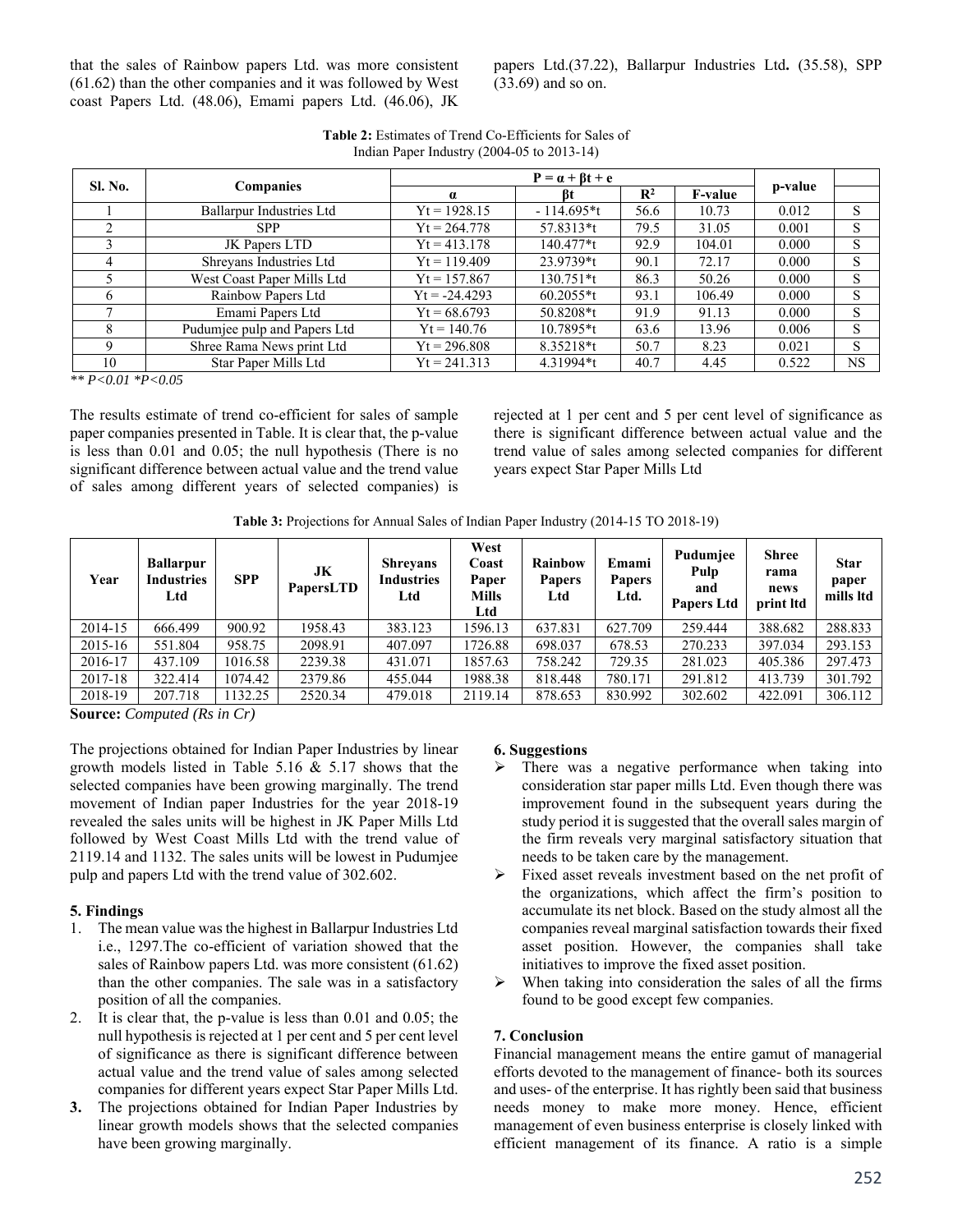that the sales of Rainbow papers Ltd. was more consistent (61.62) than the other companies and it was followed by West coast Papers Ltd. (48.06), Emami papers Ltd. (46.06), JK papers Ltd.(37.22), Ballarpur Industries Ltd**.** (35.58), SPP (33.69) and so on.

**Table 2:** Estimates of Trend Co-Efficients for Sales of Indian Paper Industry (2004-05 to 2013-14)

| Sl. No. | Companies | $P = \alpha + \beta t + e$ | | | | p-value | |
|---|---|---|---|---|---|---|---|
| | | α | βt | $R^2$ | F-value | | |
| 1 | Ballarpur Industries Ltd | Yt = 1928.15 | - 114.695*t | 56.6 | 10.73 | 0.012 | S |
| 2 | SPP | Yt = 264.778 | 57.8313*t | 79.5 | 31.05 | 0.001 | S |
| 3 | JK Papers LTD | Yt = 413.178 | 140.477*t | 92.9 | 104.01 | 0.000 | S |
| 4 | Shreyans Industries Ltd | Yt = 119.409 | 23.9739*t | 90.1 | 72.17 | 0.000 | S |
| 5 | West Coast Paper Mills Ltd | Yt = 157.867 | 130.751*t | 86.3 | 50.26 | 0.000 | S |
| 6 | Rainbow Papers Ltd | Yt = -24.4293 | 60.2055*t | 93.1 | 106.49 | 0.000 | S |
| 7 | Emami Papers Ltd | Yt = 68.6793 | 50.8208*t | 91.9 | 91.13 | 0.000 | S |
| 8 | Pudumjee pulp and Papers Ltd | Yt = 140.76 | 10.7895*t | 63.6 | 13.96 | 0.006 | S |
| 9 | Shree Rama News print Ltd | Yt = 296.808 | 8.35218*t | 50.7 | 8.23 | 0.021 | S |
| 10 | Star Paper Mills Ltd | Yt = 241.313 | 4.31994*t | 40.7 | 4.45 | 0.522 | NS |

*** P<0.01 *P<0.05*

The results estimate of trend co-efficient for sales of sample paper companies presented in Table. It is clear that, the p-value is less than 0.01 and 0.05; the null hypothesis (There is no significant difference between actual value and the trend value of sales among different years of selected companies) is rejected at 1 per cent and 5 per cent level of significance as there is significant difference between actual value and the trend value of sales among selected companies for different years expect Star Paper Mills Ltd

**Table 3:** Projections for Annual Sales of Indian Paper Industry (2014-15 TO 2018-19)

| Year | Ballarpur Industries Ltd | SPP | JK PapersLTD | Shreyans Industries Ltd | West Coast Paper Mills Ltd | Rainbow Papers Ltd | Emami Papers Ltd. | Pudumjee Pulp and Papers Ltd | Shree rama news print ltd | Star paper mills ltd |
|---|---|---|---|---|---|---|---|---|---|---|
| 2014-15 | 666.499 | 900.92 | 1958.43 | 383.123 | 1596.13 | 637.831 | 627.709 | 259.444 | 388.682 | 288.833 |
| 2015-16 | 551.804 | 958.75 | 2098.91 | 407.097 | 1726.88 | 698.037 | 678.53 | 270.233 | 397.034 | 293.153 |
| 2016-17 | 437.109 | 1016.58 | 2239.38 | 431.071 | 1857.63 | 758.242 | 729.35 | 281.023 | 405.386 | 297.473 |
| 2017-18 | 322.414 | 1074.42 | 2379.86 | 455.044 | 1988.38 | 818.448 | 780.171 | 291.812 | 413.739 | 301.792 |
| 2018-19 | 207.718 | 1132.25 | 2520.34 | 479.018 | 2119.14 | 878.653 | 830.992 | 302.602 | 422.091 | 306.112 |

**Source:** *Computed (Rs in Cr)*

The projections obtained for Indian Paper Industries by linear growth models listed in Table 5.16 & 5.17 shows that the selected companies have been growing marginally. The trend movement of Indian paper Industries for the year 2018-19 revealed the sales units will be highest in JK Paper Mills Ltd followed by West Coast Mills Ltd with the trend value of 2119.14 and 1132. The sales units will be lowest in Pudumjee pulp and papers Ltd with the trend value of 302.602.

### 5. Findings

1. The mean value was the highest in Ballarpur Industries Ltd i.e., 1297.The co-efficient of variation showed that the sales of Rainbow papers Ltd. was more consistent (61.62) than the other companies. The sale was in a satisfactory position of all the companies.
2. It is clear that, the p-value is less than 0.01 and 0.05; the null hypothesis is rejected at 1 per cent and 5 per cent level of significance as there is significant difference between actual value and the trend value of sales among selected companies for different years expect Star Paper Mills Ltd.
3. The projections obtained for Indian Paper Industries by linear growth models shows that the selected companies have been growing marginally.

### 6. Suggestions

- There was a negative performance when taking into consideration star paper mills Ltd. Even though there was improvement found in the subsequent years during the study period it is suggested that the overall sales margin of the firm reveals very marginal satisfactory situation that needs to be taken care by the management.
- Fixed asset reveals investment based on the net profit of the organizations, which affect the firm's position to accumulate its net block. Based on the study almost all the companies reveal marginal satisfaction towards their fixed asset position. However, the companies shall take initiatives to improve the fixed asset position.
- When taking into consideration the sales of all the firms found to be good except few companies.

### 7. Conclusion

Financial management means the entire gamut of managerial efforts devoted to the management of finance- both its sources and uses- of the enterprise. It has rightly been said that business needs money to make more money. Hence, efficient management of even business enterprise is closely linked with efficient management of its finance. A ratio is a simple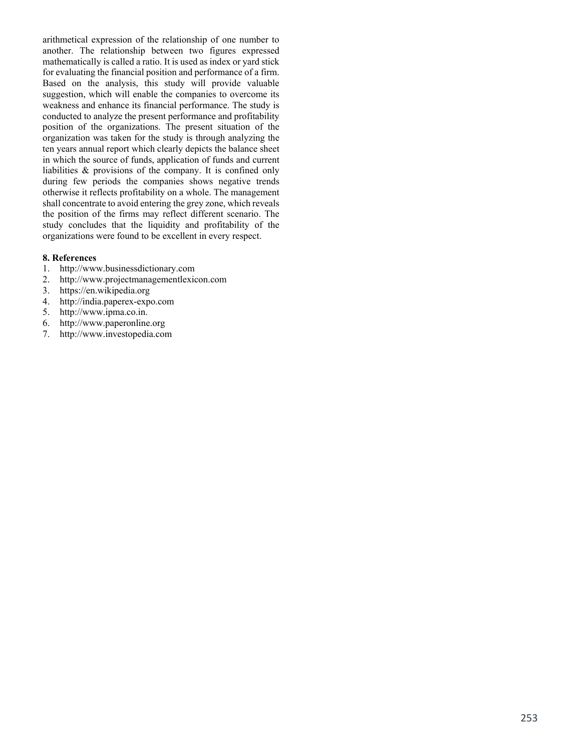arithmetical expression of the relationship of one number to another. The relationship between two figures expressed mathematically is called a ratio. It is used as index or yard stick for evaluating the financial position and performance of a firm. Based on the analysis, this study will provide valuable suggestion, which will enable the companies to overcome its weakness and enhance its financial performance. The study is conducted to analyze the present performance and profitability position of the organizations. The present situation of the organization was taken for the study is through analyzing the ten years annual report which clearly depicts the balance sheet in which the source of funds, application of funds and current liabilities & provisions of the company. It is confined only during few periods the companies shows negative trends otherwise it reflects profitability on a whole. The management shall concentrate to avoid entering the grey zone, which reveals the position of the firms may reflect different scenario. The study concludes that the liquidity and profitability of the organizations were found to be excellent in every respect.

**8. References**

1. http://www.businessdictionary.com
2. http://www.projectmanagementlexicon.com
3. https://en.wikipedia.org
4. http://india.paperex-expo.com
5. http://www.ipma.co.in.
6. http://www.paperonline.org
7. http://www.investopedia.com